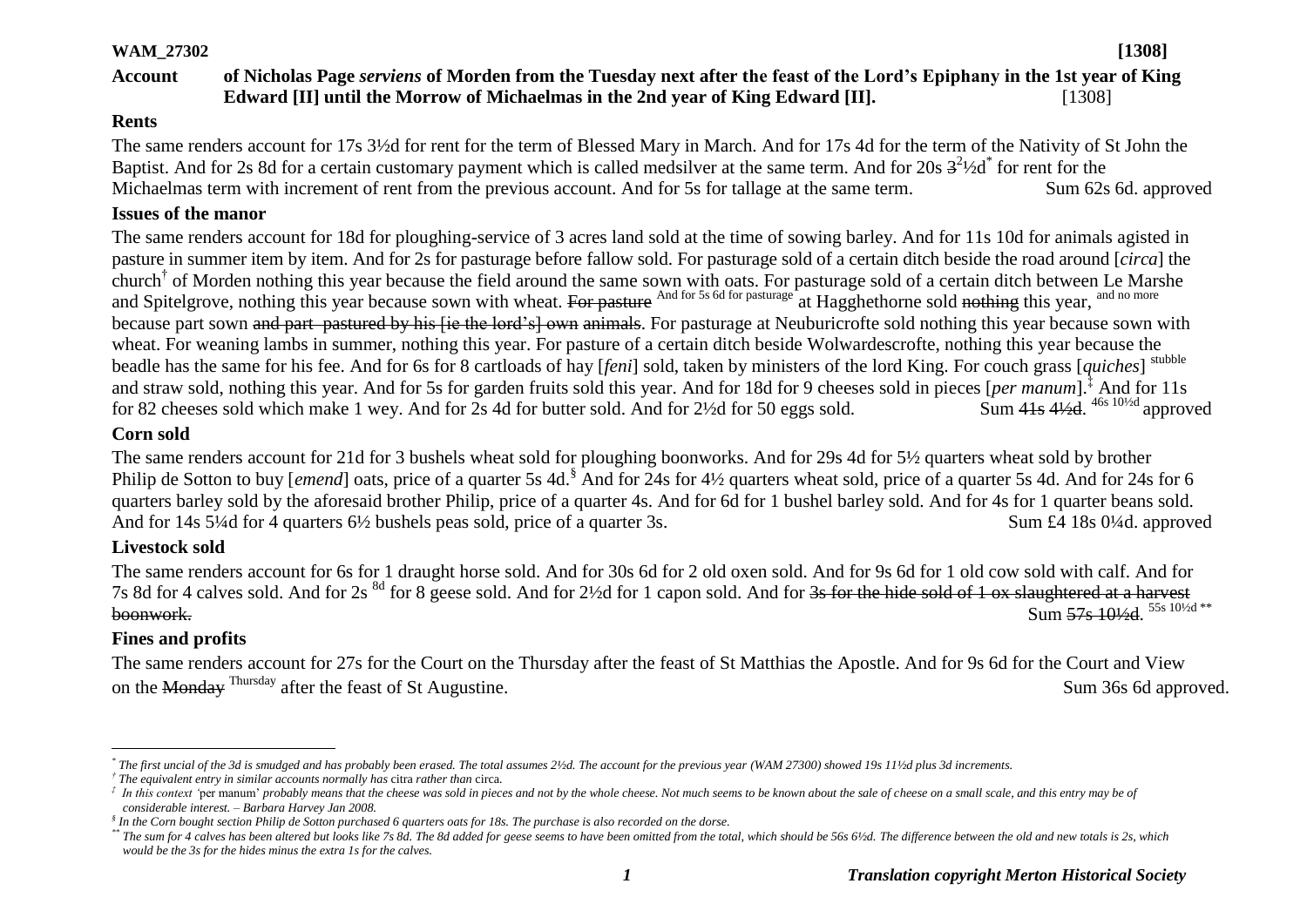**WAM_27302** **[1308]**

**Account of Nicholas Page *serviens* of Morden from the Tuesday next after the feast of the Lord's Epiphany in the 1st year of King Edward [II] until the Morrow of Michaelmas in the 2nd year of King Edward [II].** [1308]

### Rents

The same renders account for 17s 3½d for rent for the term of Blessed Mary in March. And for 17s 4d for the term of the Nativity of St John the Baptist. And for 2s 8d for a certain customary payment which is called medsilver at the same term. And for 20s ~~3~~ 2½d[*] for rent for the Michaelmas term with increment of rent from the previous account. And for 5s for tallage at the same term. Sum 62s 6d. approved

### Issues of the manor

The same renders account for 18d for ploughing-service of 3 acres land sold at the time of sowing barley. And for 11s 10d for animals agisted in pasture in summer item by item. And for 2s for pasturage before fallow sold. For pasturage sold of a certain ditch beside the road around [*circa*] the church[†] of Morden nothing this year because the field around the same sown with oats. For pasturage sold of a certain ditch between Le Marshe and Spitelgrove, nothing this year because sown with wheat. ~~For pasture~~ And for 5s 6d for pasturage at Hagghethorne sold ~~nothing~~ this year, and no more because part sown ~~and part pastured by his [ie the lord's] own animals~~. For pasturage at Neuburicrofte sold nothing this year because sown with wheat. For weaning lambs in summer, nothing this year. For pasture of a certain ditch beside Wolwardescrofte, nothing this year because the beadle has the same for his fee. And for 6s for 8 cartloads of hay [*feni*] sold, taken by ministers of the lord King. For couch grass [*quiches*] stubble and straw sold, nothing this year. And for 5s for garden fruits sold this year. And for 18d for 9 cheeses sold in pieces [*per manum*].[‡] And for 11s for 82 cheeses sold which make 1 wey. And for 2s 4d for butter sold. And for 2½d for 50 eggs sold. Sum ~~41s 4½d~~. 46s 10½d approved

### Corn sold

The same renders account for 21d for 3 bushels wheat sold for ploughing boonworks. And for 29s 4d for 5½ quarters wheat sold by brother Philip de Sotton to buy [*emend*] oats, price of a quarter 5s 4d.[§] And for 24s for 4½ quarters wheat sold, price of a quarter 5s 4d. And for 24s for 6 quarters barley sold by the aforesaid brother Philip, price of a quarter 4s. And for 6d for 1 bushel barley sold. And for 4s for 1 quarter beans sold. And for 14s 5¼d for 4 quarters 6½ bushels peas sold, price of a quarter 3s. Sum £4 18s 0¼d. approved

### Livestock sold

The same renders account for 6s for 1 draught horse sold. And for 30s 6d for 2 old oxen sold. And for 9s 6d for 1 old cow sold with calf. And for 7s 8d for 4 calves sold. And for 2s 8d for 8 geese sold. And for 2½d for 1 capon sold. And for ~~3s for the hide sold of 1 ox slaughtered at a harvest boonwork.~~ Sum ~~57s 10½d~~. 55s 10½d [**]

### Fines and profits

The same renders account for 27s for the Court on the Thursday after the feast of St Matthias the Apostle. And for 9s 6d for the Court and View on the ~~Monday~~ Thursday after the feast of St Augustine. Sum 36s 6d approved.

---

[*] *The first uncial of the 3d is smudged and has probably been erased. The total assumes 2½d. The account for the previous year (WAM 27300) showed 19s 11½d plus 3d increments.*

[†] *The equivalent entry in similar accounts normally has* citra *rather than* circa.

[‡] *In this context '*per manum*' probably means that the cheese was sold in pieces and not by the whole cheese. Not much seems to be known about the sale of cheese on a small scale, and this entry may be of considerable interest. – Barbara Harvey Jan 2008.*

[§] *In the Corn bought section Philip de Sotton purchased 6 quarters oats for 18s. The purchase is also recorded on the dorse.*

[**] *The sum for 4 calves has been altered but looks like 7s 8d. The 8d added for geese seems to have been omitted from the total, which should be 56s 6½d. The difference between the old and new totals is 2s, which would be the 3s for the hides minus the extra 1s for the calves.*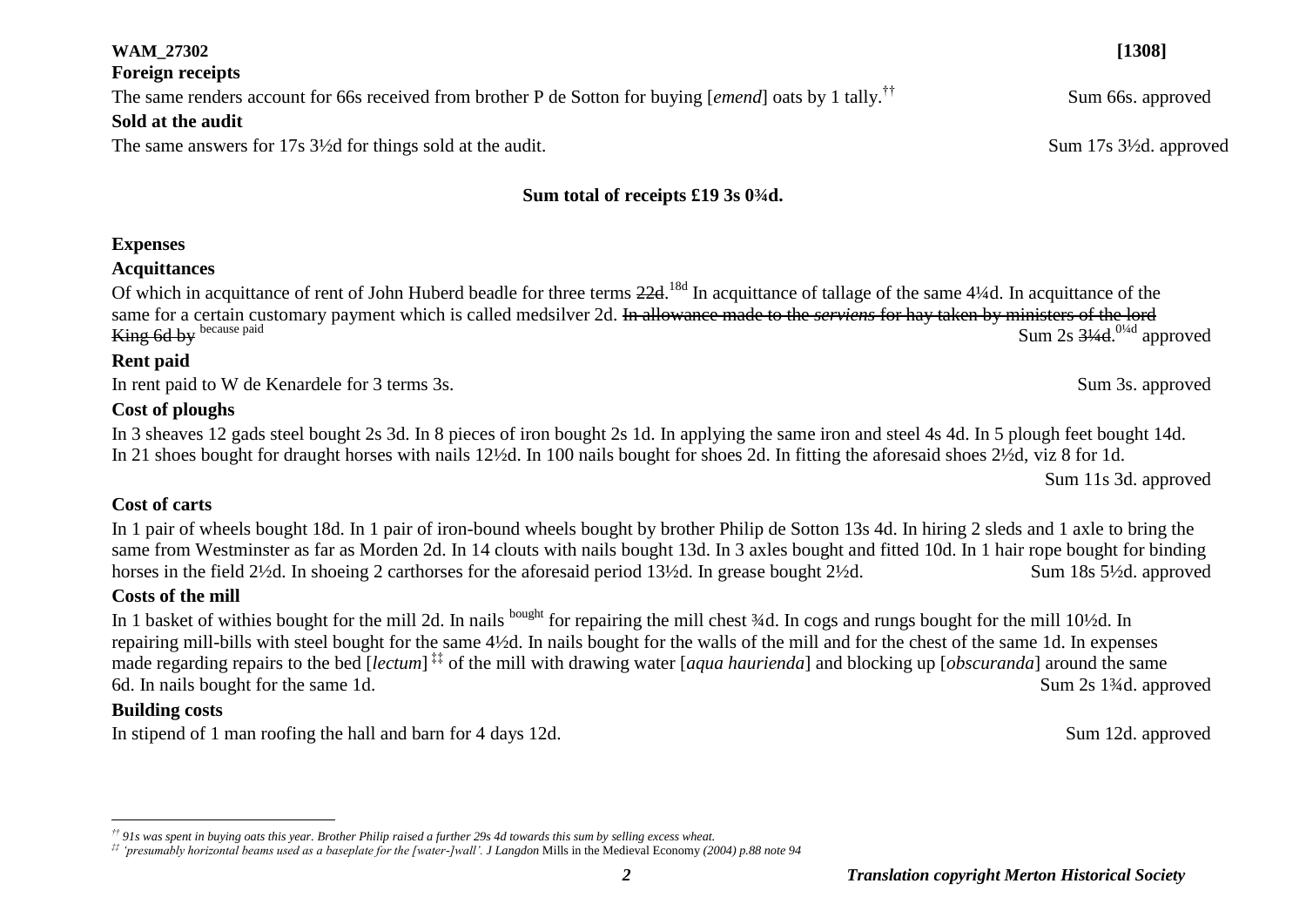**WAM_27302** **[1308]**

**Foreign receipts**

The same renders account for 66s received from brother P de Sotton for buying [*emend*] oats by 1 tally.[††] Sum 66s. approved

**Sold at the audit**

The same answers for 17s 3½d for things sold at the audit. Sum 17s 3½d. approved

**Sum total of receipts £19 3s 0¾d.**

**Expenses**

**Acquittances**

Of which in acquittance of rent of John Huberd beadle for three terms ~~22d~~.[18d] In acquittance of tallage of the same 4¼d. In acquittance of the same for a certain customary payment which is called medsilver 2d. ~~In allowance made to the *serviens* for hay taken by ministers of the lord King 6d by~~ [because paid] Sum 2s ~~3¼d~~.[0¼d] approved

**Rent paid**

In rent paid to W de Kenardele for 3 terms 3s. Sum 3s. approved

**Cost of ploughs**

In 3 sheaves 12 gads steel bought 2s 3d. In 8 pieces of iron bought 2s 1d. In applying the same iron and steel 4s 4d. In 5 plough feet bought 14d. In 21 shoes bought for draught horses with nails 12½d. In 100 nails bought for shoes 2d. In fitting the aforesaid shoes 2½d, viz 8 for 1d. Sum 11s 3d. approved

**Cost of carts**

In 1 pair of wheels bought 18d. In 1 pair of iron-bound wheels bought by brother Philip de Sotton 13s 4d. In hiring 2 sleds and 1 axle to bring the same from Westminster as far as Morden 2d. In 14 clouts with nails bought 13d. In 3 axles bought and fitted 10d. In 1 hair rope bought for binding horses in the field 2½d. In shoeing 2 carthorses for the aforesaid period 13½d. In grease bought 2½d. Sum 18s 5½d. approved

**Costs of the mill**

In 1 basket of withies bought for the mill 2d. In nails [bought] for repairing the mill chest ¾d. In cogs and rungs bought for the mill 10½d. In repairing mill-bills with steel bought for the same 4½d. In nails bought for the walls of the mill and for the chest of the same 1d. In expenses made regarding repairs to the bed [*lectum*][‡‡] of the mill with drawing water [*aqua haurienda*] and blocking up [*obscuranda*] around the same 6d. In nails bought for the same 1d. Sum 2s 1¾d. approved

**Building costs**

In stipend of 1 man roofing the hall and barn for 4 days 12d. Sum 12d. approved

---

[††] *91s was spent in buying oats this year. Brother Philip raised a further 29s 4d towards this sum by selling excess wheat.*

[‡‡] *'presumably horizontal beams used as a baseplate for the [water-]wall'. J Langdon* Mills in the Medieval Economy *(2004) p.88 note 94*

*Translation copyright Merton Historical Society*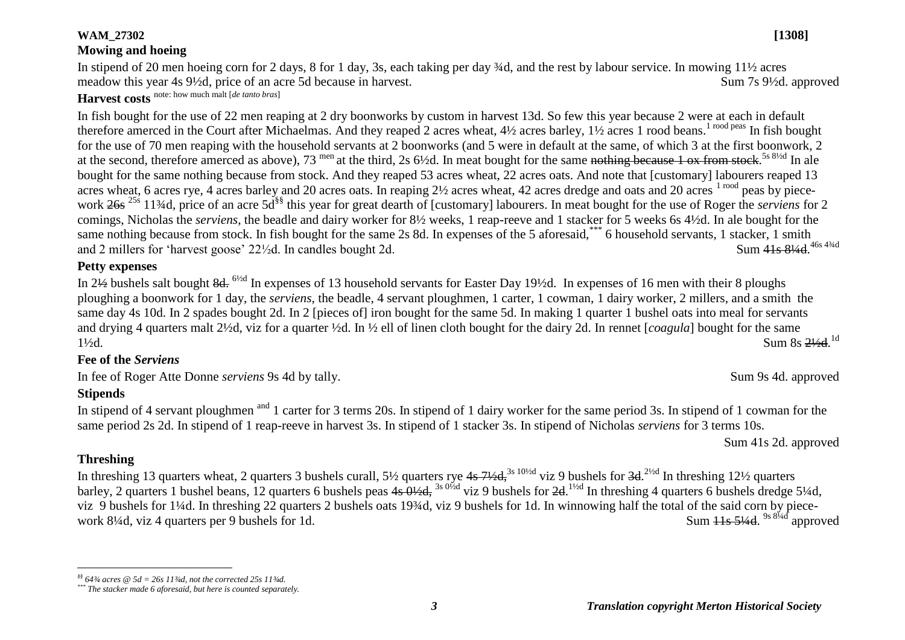**WAM_27302** **[1308]**

### Mowing and hoeing

In stipend of 20 men hoeing corn for 2 days, 8 for 1 day, 3s, each taking per day ¾d, and the rest by labour service. In mowing 11½ acres meadow this year 4s 9½d, price of an acre 5d because in harvest. Sum 7s 9½d. approved

### Harvest costs note: how much malt [*de tanto bras*]

In fish bought for the use of 22 men reaping at 2 dry boonworks by custom in harvest 13d. So few this year because 2 were at each in default therefore amerced in the Court after Michaelmas. And they reaped 2 acres wheat, 4½ acres barley, 1½ acres 1 rood beans.[1 rood peas] In fish bought for the use of 70 men reaping with the household servants at 2 boonworks (and 5 were in default at the same, of which 3 at the first boonwork, 2 at the second, therefore amerced as above), 73 [men] at the third, 2s 6½d. In meat bought for the same ~~nothing because 1 ox from stock~~.[5s 8½d] In ale bought for the same nothing because from stock. And they reaped 53 acres wheat, 22 acres oats. And note that [customary] labourers reaped 13 acres wheat, 6 acres rye, 4 acres barley and 20 acres oats. In reaping 2½ acres wheat, 42 acres dredge and oats and 20 acres [1 rood] peas by piece-work ~~26s~~ [25s] 11¾d, price of an acre 5d[§§] this year for great dearth of [customary] labourers. In meat bought for the use of Roger the *serviens* for 2 comings, Nicholas the *serviens*, the beadle and dairy worker for 8½ weeks, 1 reap-reeve and 1 stacker for 5 weeks 6s 4½d. In ale bought for the same nothing because from stock. In fish bought for the same 2s 8d. In expenses of the 5 aforesaid,[***] 6 household servants, 1 stacker, 1 smith and 2 millers for 'harvest goose' 22½d. In candles bought 2d. Sum ~~41s 8¼d~~.[46s 4¾d]

### Petty expenses

In 2½ bushels salt bought ~~8d.~~ [6½d] In expenses of 13 household servants for Easter Day 19½d. In expenses of 16 men with their 8 ploughs ploughing a boonwork for 1 day, the *serviens*, the beadle, 4 servant ploughmen, 1 carter, 1 cowman, 1 dairy worker, 2 millers, and a smith the same day 4s 10d. In 2 spades bought 2d. In 2 [pieces of] iron bought for the same 5d. In making 1 quarter 1 bushel oats into meal for servants and drying 4 quarters malt 2½d, viz for a quarter ½d. In ½ ell of linen cloth bought for the dairy 2d. In rennet [*coagula*] bought for the same 1½d. Sum 8s ~~2½d~~.[1d]

### Fee of the *Serviens*

In fee of Roger Atte Donne *serviens* 9s 4d by tally. Sum 9s 4d. approved

### Stipends

In stipend of 4 servant ploughmen [and] 1 carter for 3 terms 20s. In stipend of 1 dairy worker for the same period 3s. In stipend of 1 cowman for the same period 2s 2d. In stipend of 1 reap-reeve in harvest 3s. In stipend of 1 stacker 3s. In stipend of Nicholas *serviens* for 3 terms 10s.

Sum 41s 2d. approved

### Threshing

In threshing 13 quarters wheat, 2 quarters 3 bushels curall, 5½ quarters rye ~~4s 7½d,~~ [3s 10½d] viz 9 bushels for ~~3d~~.[2½d] In threshing 12½ quarters barley, 2 quarters 1 bushel beans, 12 quarters 6 bushels peas ~~4s 0½d,~~ [3s 0½d] viz 9 bushels for ~~2d~~.[1½d] In threshing 4 quarters 6 bushels dredge 5¼d, viz 9 bushels for 1¼d. In threshing 22 quarters 2 bushels oats 19¾d, viz 9 bushels for 1d. In winnowing half the total of the said corn by piece-work 8¼d, viz 4 quarters per 9 bushels for 1d. Sum ~~11s 5¼d~~. [9s 8¼d] approved

---

§§ *64¾ acres @ 5d = 26s 11¾d, not the corrected 25s 11¾d.*

\*\*\* *The stacker made 6 aforesaid, but here is counted separately.*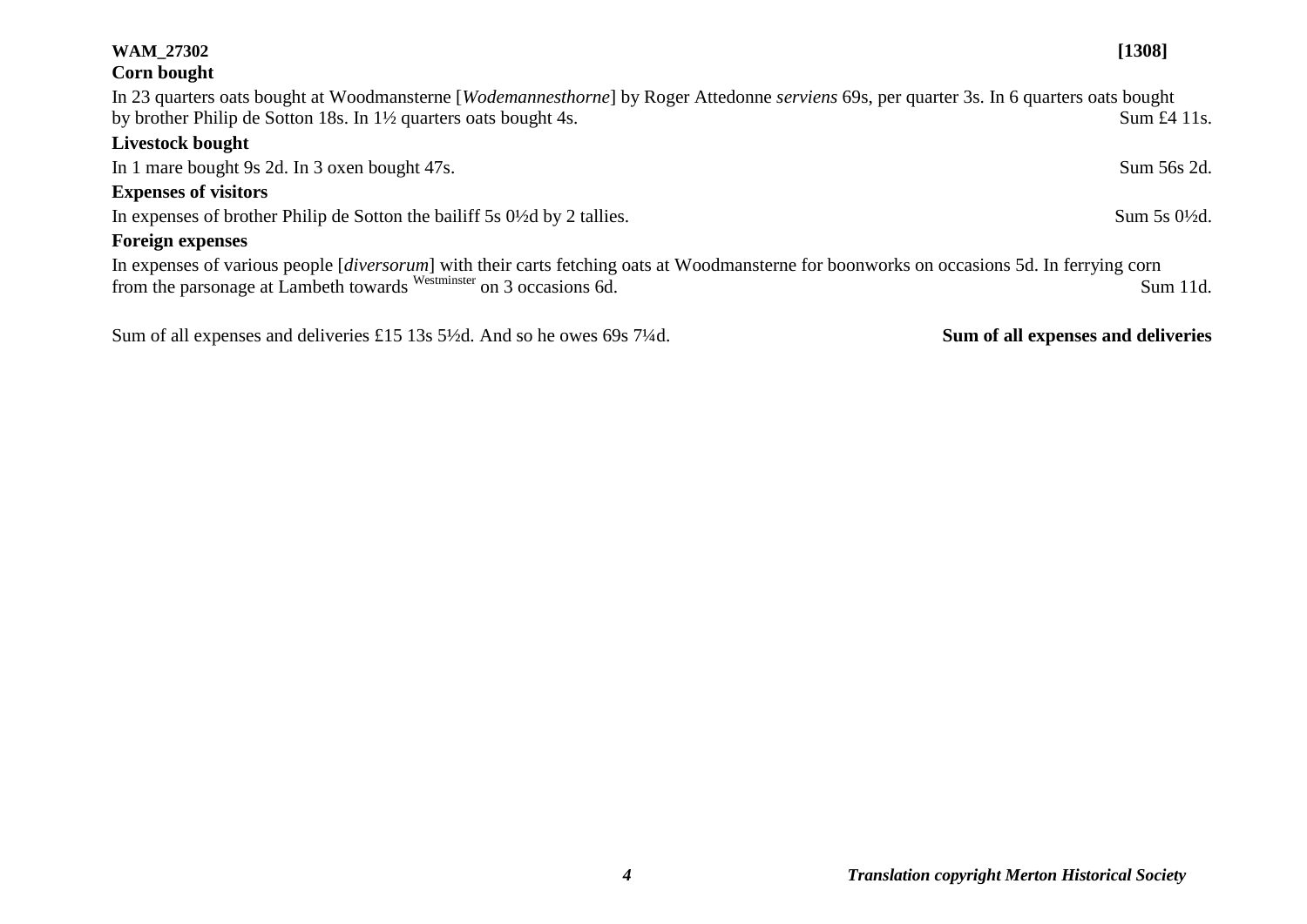**WAM_27302** **[1308]**

**Corn bought**

In 23 quarters oats bought at Woodmansterne [*Wodemannesthorne*] by Roger Attedonne *serviens* 69s, per quarter 3s. In 6 quarters oats bought by brother Philip de Sotton 18s. In 1½ quarters oats bought 4s. Sum £4 11s.

**Livestock bought**

In 1 mare bought 9s 2d. In 3 oxen bought 47s. Sum 56s 2d.

**Expenses of visitors**

In expenses of brother Philip de Sotton the bailiff 5s 0½d by 2 tallies. Sum 5s 0½d.

**Foreign expenses**

In expenses of various people [*diversorum*] with their carts fetching oats at Woodmansterne for boonworks on occasions 5d. In ferrying corn from the parsonage at Lambeth towards [Westminster] on 3 occasions 6d. Sum 11d.

Sum of all expenses and deliveries £15 13s 5½d. And so he owes 69s 7¼d. **Sum of all expenses and deliveries**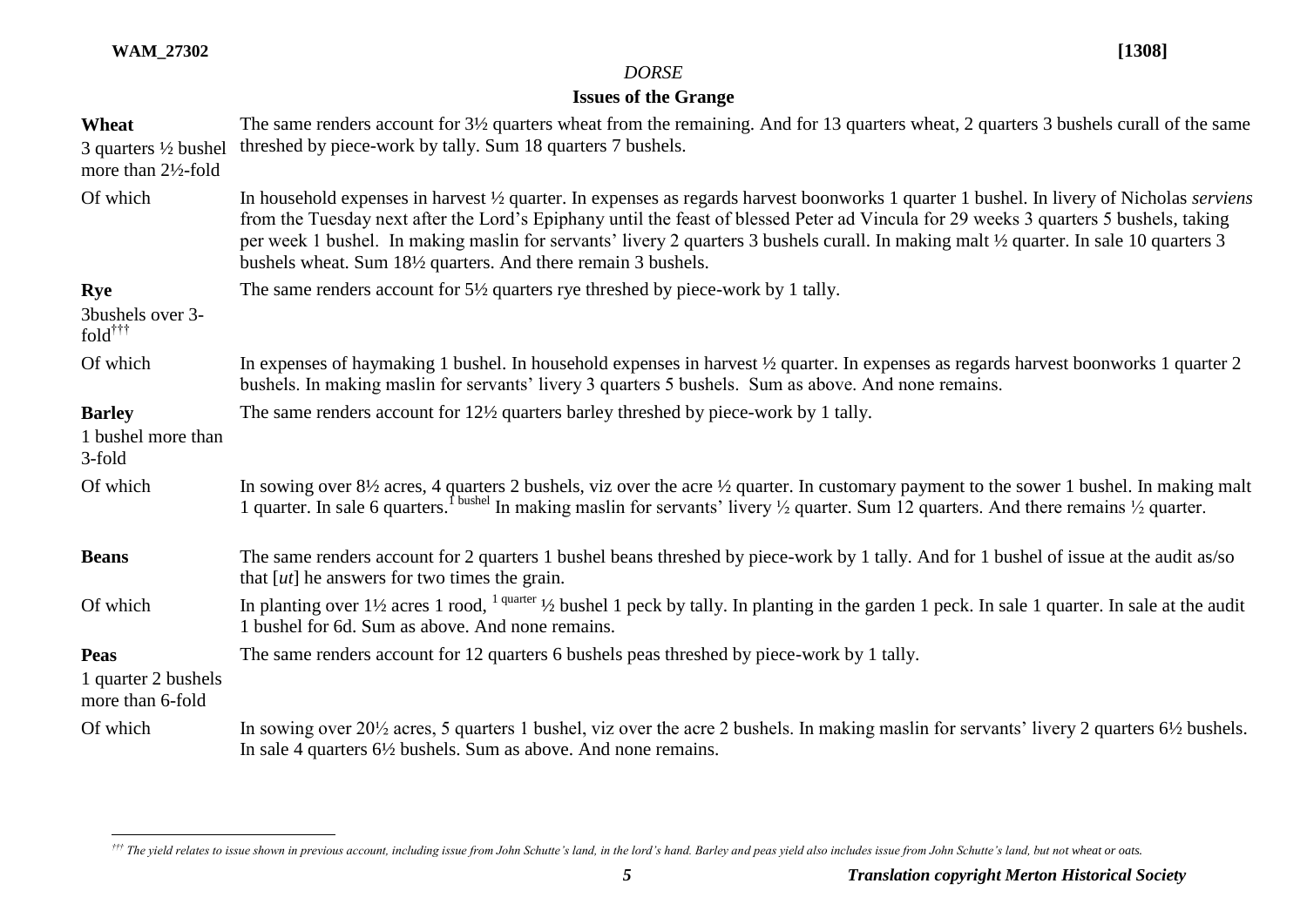*DORSE*

## Issues of the Grange

| | |
|---|---|
| **Wheat**<br>3 quarters ½ bushel more than 2½-fold | The same renders account for 3½ quarters wheat from the remaining. And for 13 quarters wheat, 2 quarters 3 bushels curall of the same threshed by piece-work by tally. Sum 18 quarters 7 bushels. |
| Of which | In household expenses in harvest ½ quarter. In expenses as regards harvest boonworks 1 quarter 1 bushel. In livery of Nicholas *serviens* from the Tuesday next after the Lord's Epiphany until the feast of blessed Peter ad Vincula for 29 weeks 3 quarters 5 bushels, taking per week 1 bushel. In making maslin for servants' livery 2 quarters 3 bushels curall. In making malt ½ quarter. In sale 10 quarters 3 bushels wheat. Sum 18½ quarters. And there remain 3 bushels. |
| **Rye**<br>3bushels over 3-fold[†††] | The same renders account for 5½ quarters rye threshed by piece-work by 1 tally. |
| Of which | In expenses of haymaking 1 bushel. In household expenses in harvest ½ quarter. In expenses as regards harvest boonworks 1 quarter 2 bushels. In making maslin for servants' livery 3 quarters 5 bushels. Sum as above. And none remains. |
| **Barley**<br>1 bushel more than 3-fold | The same renders account for 12½ quarters barley threshed by piece-work by 1 tally. |
| Of which | In sowing over 8½ acres, 4 quarters 2 bushels, viz over the acre ½ quarter. In customary payment to the sower 1 bushel. In making malt 1 quarter. In sale 6 quarters.[1 bushel] In making maslin for servants' livery ½ quarter. Sum 12 quarters. And there remains ½ quarter. |
| **Beans** | The same renders account for 2 quarters 1 bushel beans threshed by piece-work by 1 tally. And for 1 bushel of issue at the audit as/so that [*ut*] he answers for two times the grain. |
| Of which | In planting over 1½ acres 1 rood, [1 quarter] ½ bushel 1 peck by tally. In planting in the garden 1 peck. In sale 1 quarter. In sale at the audit 1 bushel for 6d. Sum as above. And none remains. |
| **Peas**<br>1 quarter 2 bushels more than 6-fold | The same renders account for 12 quarters 6 bushels peas threshed by piece-work by 1 tally. |
| Of which | In sowing over 20½ acres, 5 quarters 1 bushel, viz over the acre 2 bushels. In making maslin for servants' livery 2 quarters 6½ bushels. In sale 4 quarters 6½ bushels. Sum as above. And none remains. |

[†††] *The yield relates to issue shown in previous account, including issue from John Schutte's land, in the lord's hand. Barley and peas yield also includes issue from John Schutte's land, but not wheat or oats.*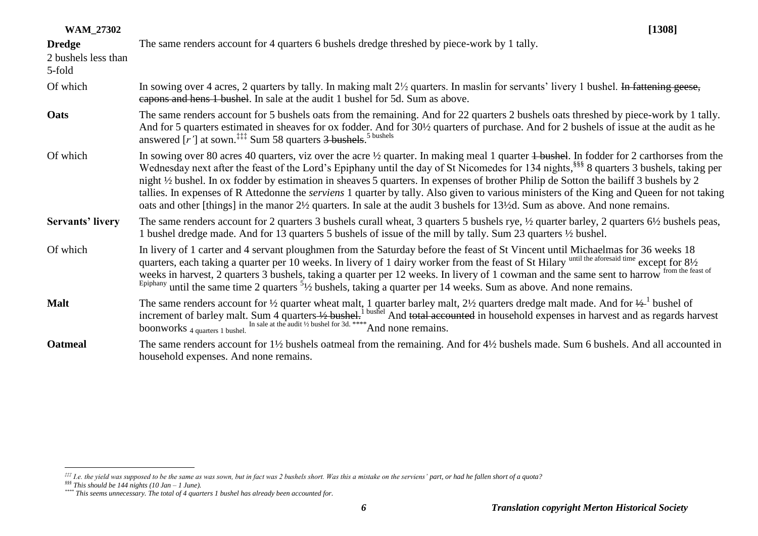**WAM_27302** **[1308]**

| | |
|---|---|
| **Dredge** 2 bushels less than 5-fold | The same renders account for 4 quarters 6 bushels dredge threshed by piece-work by 1 tally. |
| Of which | In sowing over 4 acres, 2 quarters by tally. In making malt 2½ quarters. In maslin for servants' livery 1 bushel. ~~In fattening geese, capons and hens 1 bushel~~. In sale at the audit 1 bushel for 5d. Sum as above. |
| **Oats** | The same renders account for 5 bushels oats from the remaining. And for 22 quarters 2 bushels oats threshed by piece-work by 1 tally. And for 5 quarters estimated in sheaves for ox fodder. And for 30½ quarters of purchase. And for 2 bushels of issue at the audit as he answered [*r'*] at sown.[‡‡‡] Sum 58 quarters ~~3 bushels~~.[5 bushels] |
| Of which | In sowing over 80 acres 40 quarters, viz over the acre ½ quarter. In making meal 1 quarter ~~1 bushel~~. In fodder for 2 carthorses from the Wednesday next after the feast of the Lord's Epiphany until the day of St Nicomedes for 134 nights,[§§§] 8 quarters 3 bushels, taking per night ½ bushel. In ox fodder by estimation in sheaves 5 quarters. In expenses of brother Philip de Sotton the bailiff 3 bushels by 2 tallies. In expenses of R Attedonne the *serviens* 1 quarter by tally. Also given to various ministers of the King and Queen for not taking oats and other [things] in the manor 2½ quarters. In sale at the audit 3 bushels for 13½d. Sum as above. And none remains. |
| **Servants' livery** | The same renders account for 2 quarters 3 bushels curall wheat, 3 quarters 5 bushels rye, ½ quarter barley, 2 quarters 6½ bushels peas, 1 bushel dredge made. And for 13 quarters 5 bushels of issue of the mill by tally. Sum 23 quarters ½ bushel. |
| Of which | In livery of 1 carter and 4 servant ploughmen from the Saturday before the feast of St Vincent until Michaelmas for 36 weeks 18 quarters, each taking a quarter per 10 weeks. In livery of 1 dairy worker from the feast of St Hilary [until the aforesaid time] except for 8½ weeks in harvest, 2 quarters 3 bushels, taking a quarter per 12 weeks. In livery of 1 cowman and the same sent to harrow [from the feast of Epiphany] until the same time 2 quarters [5]½ bushels, taking a quarter per 14 weeks. Sum as above. And none remains. |
| **Malt** | The same renders account for ½ quarter wheat malt, 1 quarter barley malt, 2½ quarters dredge malt made. And for ~~½~~ [1] bushel of increment of barley malt. Sum 4 quarters ~~½ bushel.~~ [1 bushel] And ~~total accounted~~ in household expenses in harvest and as regards harvest boonworks [4 quarters 1 bushel.] [In sale at the audit ½ bushel for 3d.][****] And none remains. |
| **Oatmeal** | The same renders account for 1½ bushels oatmeal from the remaining. And for 4½ bushels made. Sum 6 bushels. And all accounted in household expenses. And none remains. |

[‡‡‡] *I.e. the yield was supposed to be the same as was sown, but in fact was 2 bushels short. Was this a mistake on the serviens' part, or had he fallen short of a quota?*

[§§§] *This should be 144 nights (10 Jan – 1 June).*

[****] *This seems unnecessary. The total of 4 quarters 1 bushel has already been accounted for.*

***Translation copyright Merton Historical Society***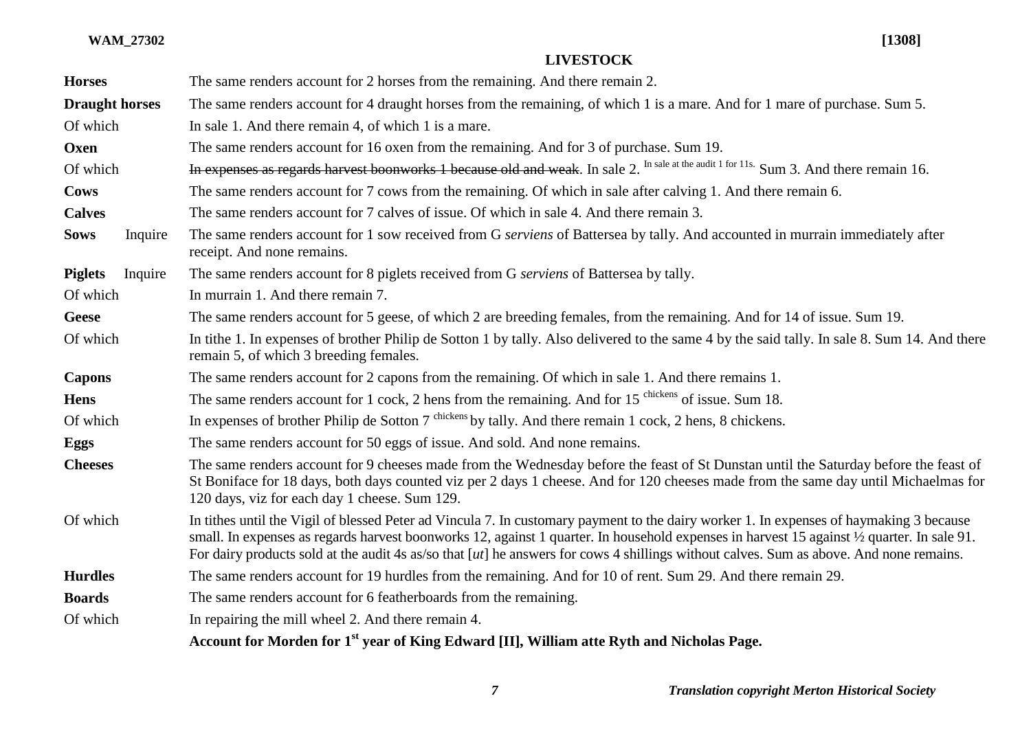WAM_27302 [1308]

## LIVESTOCK

| | |
|---|---|
| **Horses** | The same renders account for 2 horses from the remaining. And there remain 2. |
| **Draught horses** | The same renders account for 4 draught horses from the remaining, of which 1 is a mare. And for 1 mare of purchase. Sum 5. |
| Of which | In sale 1. And there remain 4, of which 1 is a mare. |
| **Oxen** | The same renders account for 16 oxen from the remaining. And for 3 of purchase. Sum 19. |
| Of which | ~~In expenses as regards harvest boonworks 1 because old and weak~~. In sale 2. In sale at the audit 1 for 11s. Sum 3. And there remain 16. |
| **Cows** | The same renders account for 7 cows from the remaining. Of which in sale after calving 1. And there remain 6. |
| **Calves** | The same renders account for 7 calves of issue. Of which in sale 4. And there remain 3. |
| **Sows** Inquire | The same renders account for 1 sow received from G *serviens* of Battersea by tally. And accounted in murrain immediately after receipt. And none remains. |
| **Piglets** Inquire | The same renders account for 8 piglets received from G *serviens* of Battersea by tally. |
| Of which | In murrain 1. And there remain 7. |
| **Geese** | The same renders account for 5 geese, of which 2 are breeding females, from the remaining. And for 14 of issue. Sum 19. |
| Of which | In tithe 1. In expenses of brother Philip de Sotton 1 by tally. Also delivered to the same 4 by the said tally. In sale 8. Sum 14. And there remain 5, of which 3 breeding females. |
| **Capons** | The same renders account for 2 capons from the remaining. Of which in sale 1. And there remains 1. |
| **Hens** | The same renders account for 1 cock, 2 hens from the remaining. And for 15 chickens of issue. Sum 18. |
| Of which | In expenses of brother Philip de Sotton 7 chickens by tally. And there remain 1 cock, 2 hens, 8 chickens. |
| **Eggs** | The same renders account for 50 eggs of issue. And sold. And none remains. |
| **Cheeses** | The same renders account for 9 cheeses made from the Wednesday before the feast of St Dunstan until the Saturday before the feast of St Boniface for 18 days, both days counted viz per 2 days 1 cheese. And for 120 cheeses made from the same day until Michaelmas for 120 days, viz for each day 1 cheese. Sum 129. |
| Of which | In tithes until the Vigil of blessed Peter ad Vincula 7. In customary payment to the dairy worker 1. In expenses of haymaking 3 because small. In expenses as regards harvest boonworks 12, against 1 quarter. In household expenses in harvest 15 against ½ quarter. In sale 91. For dairy products sold at the audit 4s as/so that [*ut*] he answers for cows 4 shillings without calves. Sum as above. And none remains. |
| **Hurdles** | The same renders account for 19 hurdles from the remaining. And for 10 of rent. Sum 29. And there remain 29. |
| **Boards** | The same renders account for 6 featherboards from the remaining. |
| Of which | In repairing the mill wheel 2. And there remain 4. |

**Account for Morden for 1st year of King Edward [II], William atte Ryth and Nicholas Page.**

*Translation copyright Merton Historical Society*